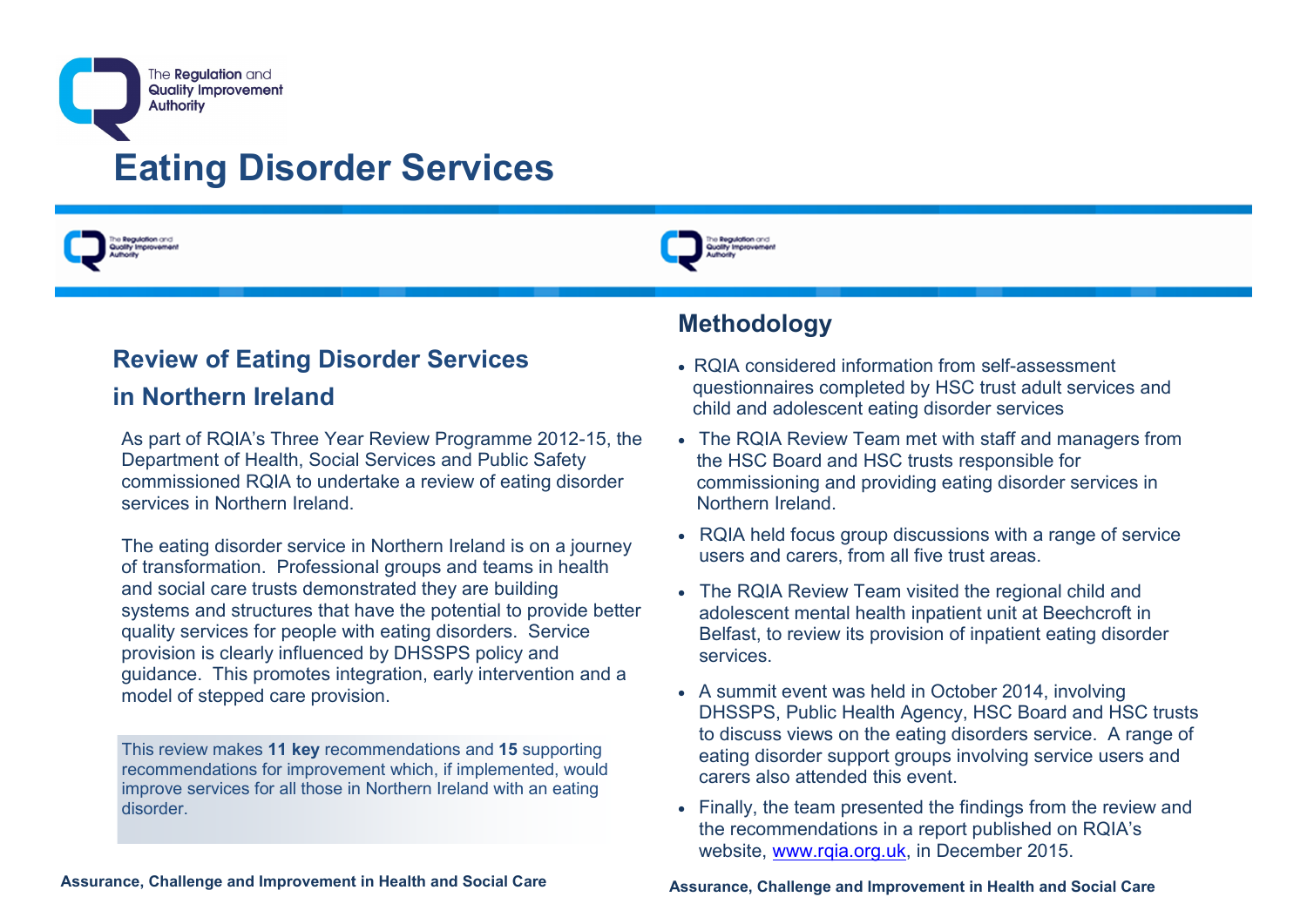# Eating Disorder Services

## Review of Eating Disorder Services in Northern Ireland

As part of RQIA's Three Year Review Programme 2012-15, the Department of Health, Social Services and Public Safety commissioned RQIA to undertake a review of eating disorder services in Northern Ireland.

The eating disorder service in Northern Ireland is on a journey of transformation. Professional groups and teams in health and social care trusts demonstrated they are building systems and structures that have the potential to provide better quality services for people with eating disorders. Service provision is clearly influenced by DHSSPS policy and guidance. This promotes integration, early intervention and a model of stepped care provision.

This review makes **11 key** recommendations and **15** supporting recommendations for improvement which, if implemented, would improve services for all those in Northern Ireland with an eating disorder.

**Assurance, Challenge and Improvement in Health and Social Care**

## Methodology

- RQIA considered information from self-assessment questionnaires completed by HSC trust adult services and child and adolescent eating disorder services
- The RQIA Review Team met with staff and managers from the HSC Board and HSC trusts responsible for commissioning and providing eating disorder services in Northern Ireland.
- RQIA held focus group discussions with a range of service users and carers, from all five trust areas.
- The RQIA Review Team visited the regional child and adolescent mental health inpatient unit at Beechcroft in Belfast, to review its provision of inpatient eating disorder services.
- A summit event was held in October 2014, involving DHSSPS, Public Health Agency, HSC Board and HSC trusts to discuss views on the eating disorders service. A range of eating disorder support groups involving service users and carers also attended this event.
- Finally, the team presented the findings from the review and the recommendations in a report published on RQIA's website, www.rqia.org.uk, in December 2015.

**Assurance, Challenge and Improvement in Health and Social Care**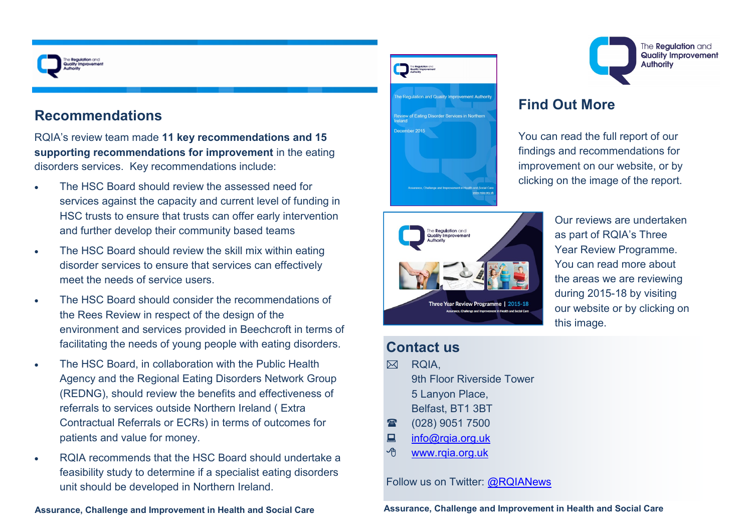## Recommendations

RQIA's review team made **11 key recommendations and 15 supporting recommendations for improvement** in the eating disorders services. Key recommendations include:

- The HSC Board should review the assessed need for services against the capacity and current level of funding in HSC trusts to ensure that trusts can offer early intervention and further develop their community based teams
- The HSC Board should review the skill mix within eating disorder services to ensure that services can effectively meet the needs of service users.
- The HSC Board should consider the recommendations of the Rees Review in respect of the design of the environment and services provided in Beechcroft in terms of facilitating the needs of young people with eating disorders.
- The HSC Board, in collaboration with the Public Health Agency and the Regional Eating Disorders Network Group (REDNG), should review the benefits and effectiveness of referrals to services outside Northern Ireland ( Extra Contractual Referrals or ECRs) in terms of outcomes for patients and value for money.
- RQIA recommends that the HSC Board should undertake a feasibility study to determine if a specialist eating disorders unit should be developed in Northern Ireland.

## Find Out More

You can read the full report of our findings and recommendations for improvement on our website, or by clicking on the image of the report.

Our reviews are undertaken as part of RQIA's Three Year Review Programme. You can read more about the areas we are reviewing during 2015-18 by visiting our website or by clicking on this image.

## Contact us

RQIA,
9th Floor Riverside Tower
5 Lanyon Place,
Belfast, BT1 3BT

(028) 9051 7500

info@rqia.org.uk

www.rqia.org.uk

Follow us on Twitter: @RQIANews